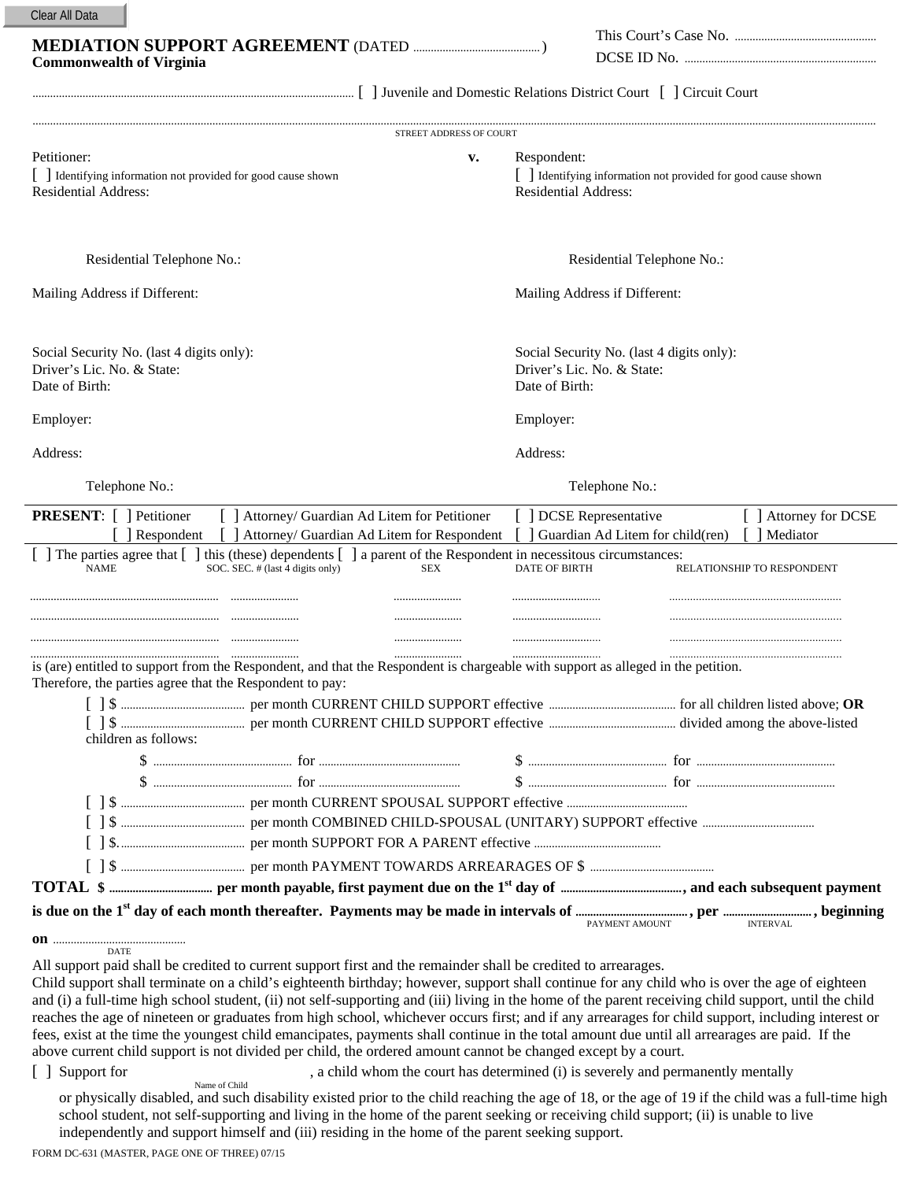Clear All Data

# MEDIATION SUPPORT AGREEMENT (DATED ..........................................)

**Commonwealth of Virginia**

This Court's Case No. ................................................

DCSE ID No. ................................................................

........................................................................................................... [ ] Juvenile and Domestic Relations District Court [ ] Circuit Court

.............................................................................................................................................................................................................................................................................................................

STREET ADDRESS OF COURT

| Petitioner: | v. | Respondent: |
|---|---|---|
| [ ] Identifying information not provided for good cause shown | | [ ] Identifying information not provided for good cause shown |
| Residential Address: | | Residential Address: |
| Residential Telephone No.: | | Residential Telephone No.: |
| Mailing Address if Different: | | Mailing Address if Different: |
| Social Security No. (last 4 digits only): | | Social Security No. (last 4 digits only): |
| Driver's Lic. No. & State: | | Driver's Lic. No. & State: |
| Date of Birth: | | Date of Birth: |
| Employer: | | Employer: |
| Address: | | Address: |
| Telephone No.: | | Telephone No.: |

**PRESENT**: [ ] Petitioner [ ] Attorney/ Guardian Ad Litem for Petitioner [ ] DCSE Representative [ ] Attorney for DCSE
[ ] Respondent [ ] Attorney/ Guardian Ad Litem for Respondent [ ] Guardian Ad Litem for child(ren) [ ] Mediator

[ ] The parties agree that [ ] this (these) dependents [ ] a parent of the Respondent in necessitous circumstances:

| NAME | SOC. SEC. # (last 4 digits only) | SEX | DATE OF BIRTH | RELATIONSHIP TO RESPONDENT |
|---|---|---|---|---|
| ................................................................ | ...................... | ...................... | .............................. | .......................................................... |
| ................................................................ | ...................... | ...................... | .............................. | .......................................................... |
| ................................................................ | ...................... | ...................... | .............................. | .......................................................... |
| ................................................................ | ...................... | ...................... | .............................. | .......................................................... |

is (are) entitled to support from the Respondent, and that the Respondent is chargeable with support as alleged in the petition.
Therefore, the parties agree that the Respondent to pay:

[ ] $ .......................................... per month CURRENT CHILD SUPPORT effective .......................................... for all children listed above; **OR**

[ ] $ .......................................... per month CURRENT CHILD SUPPORT effective .......................................... divided among the above-listed children as follows:

$ .............................................. for ............................................... $ .............................................. for ..............................................

$ .............................................. for ............................................... $ .............................................. for ..............................................

[ ] $ .......................................... per month CURRENT SPOUSAL SUPPORT effective ........................................

[ ] $ .......................................... per month COMBINED CHILD-SPOUSAL (UNITARY) SUPPORT effective .....................................

[ ] $. .......................................... per month SUPPORT FOR A PARENT effective ..........................................

[ ] $ .......................................... per month PAYMENT TOWARDS ARREARAGES OF $ ..........................................

**TOTAL $ .................................. per month payable, first payment due on the 1st day of ........................................, and each subsequent payment is due on the 1st day of each month thereafter. Payments may be made in intervals of ..................................... (PAYMENT AMOUNT), per ............................. (INTERVAL), beginning on** ............................................ (DATE)

All support paid shall be credited to current support first and the remainder shall be credited to arrearages.

Child support shall terminate on a child's eighteenth birthday; however, support shall continue for any child who is over the age of eighteen and (i) a full-time high school student, (ii) not self-supporting and (iii) living in the home of the parent receiving child support, until the child reaches the age of nineteen or graduates from high school, whichever occurs first; and if any arrearages for child support, including interest or fees, exist at the time the youngest child emancipates, payments shall continue in the total amount due until all arrearages are paid. If the above current child support is not divided per child, the ordered amount cannot be changed except by a court.

[ ] Support for ______________________ (Name of Child), a child whom the court has determined (i) is severely and permanently mentally or physically disabled, and such disability existed prior to the child reaching the age of 18, or the age of 19 if the child was a full-time high school student, not self-supporting and living in the home of the parent seeking or receiving child support; (ii) is unable to live independently and support himself and (iii) residing in the home of the parent seeking support.

FORM DC-631 (MASTER, PAGE ONE OF THREE) 07/15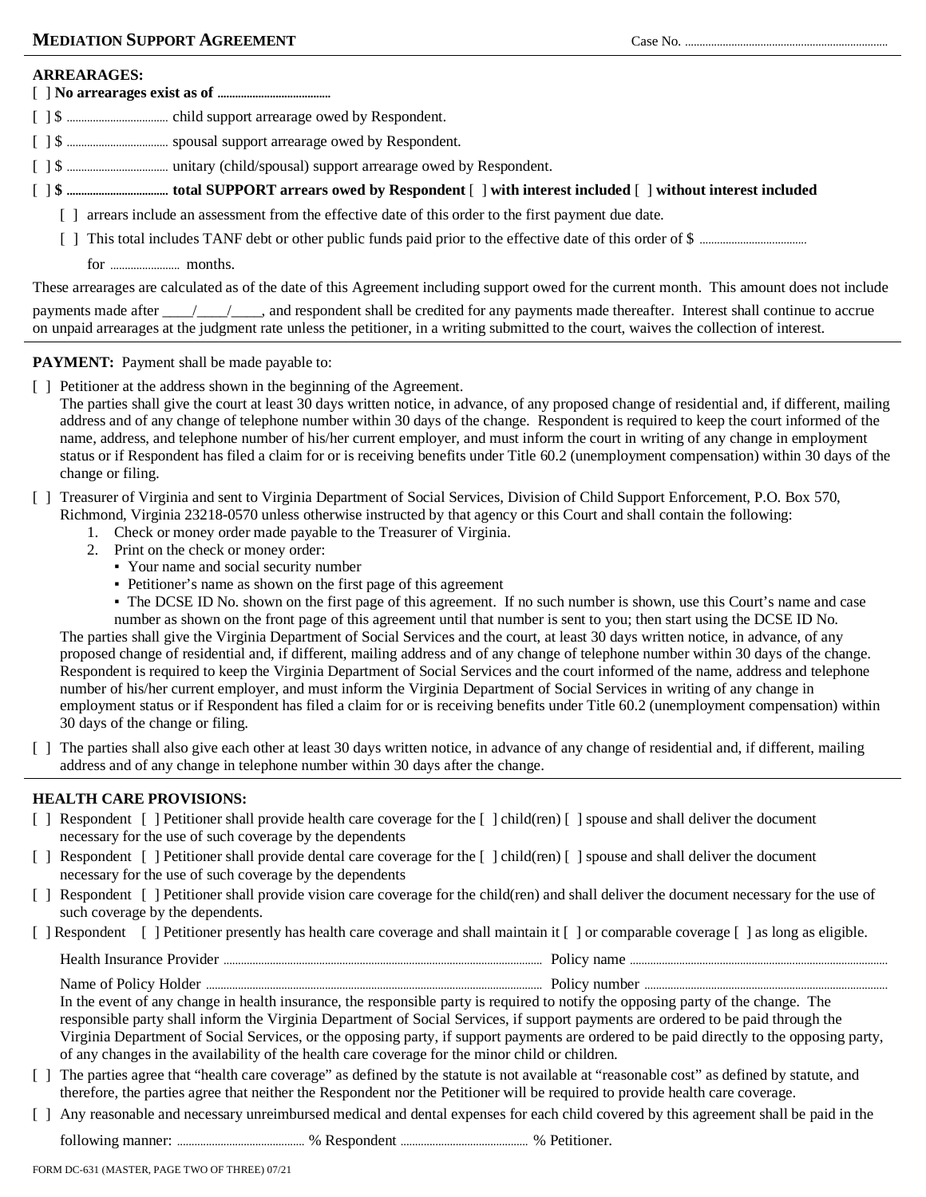**MEDIATION SUPPORT AGREEMENT** Case No. ..................................................................

**ARREARAGES:**

[ ] **No arrearages exist as of .......................................**

[ ] $ .................................. child support arrearage owed by Respondent.

[ ] $ .................................. spousal support arrearage owed by Respondent.

[ ] $ .................................. unitary (child/spousal) support arrearage owed by Respondent.

[ ] **$ .................................. total SUPPORT arrears owed by Respondent** [ ] **with interest included** [ ] **without interest included**

- [ ] arrears include an assessment from the effective date of this order to the first payment due date.
- [ ] This total includes TANF debt or other public funds paid prior to the effective date of this order of $ ....................................

  for ........................ months.

These arrearages are calculated as of the date of this Agreement including support owed for the current month. This amount does not include payments made after ____/____/____, and respondent shall be credited for any payments made thereafter. Interest shall continue to accrue on unpaid arrearages at the judgment rate unless the petitioner, in a writing submitted to the court, waives the collection of interest.

---

**PAYMENT:** Payment shall be made payable to:

[ ] Petitioner at the address shown in the beginning of the Agreement.
The parties shall give the court at least 30 days written notice, in advance, of any proposed change of residential and, if different, mailing address and of any change of telephone number within 30 days of the change. Respondent is required to keep the court informed of the name, address, and telephone number of his/her current employer, and must inform the court in writing of any change in employment status or if Respondent has filed a claim for or is receiving benefits under Title 60.2 (unemployment compensation) within 30 days of the change or filing.

[ ] Treasurer of Virginia and sent to Virginia Department of Social Services, Division of Child Support Enforcement, P.O. Box 570, Richmond, Virginia 23218-0570 unless otherwise instructed by that agency or this Court and shall contain the following:

1. Check or money order made payable to the Treasurer of Virginia.
2. Print on the check or money order:
   - Your name and social security number
   - Petitioner's name as shown on the first page of this agreement
   - The DCSE ID No. shown on the first page of this agreement. If no such number is shown, use this Court's name and case number as shown on the front page of this agreement until that number is sent to you; then start using the DCSE ID No.

The parties shall give the Virginia Department of Social Services and the court, at least 30 days written notice, in advance, of any proposed change of residential and, if different, mailing address and of any change of telephone number within 30 days of the change. Respondent is required to keep the Virginia Department of Social Services and the court informed of the name, address and telephone number of his/her current employer, and must inform the Virginia Department of Social Services in writing of any change in employment status or if Respondent has filed a claim for or is receiving benefits under Title 60.2 (unemployment compensation) within 30 days of the change or filing.

[ ] The parties shall also give each other at least 30 days written notice, in advance of any change of residential and, if different, mailing address and of any change in telephone number within 30 days after the change.

---

**HEALTH CARE PROVISIONS:**

[ ] Respondent [ ] Petitioner shall provide health care coverage for the [ ] child(ren) [ ] spouse and shall deliver the document necessary for the use of such coverage by the dependents

[ ] Respondent [ ] Petitioner shall provide dental care coverage for the [ ] child(ren) [ ] spouse and shall deliver the document necessary for the use of such coverage by the dependents

[ ] Respondent [ ] Petitioner shall provide vision care coverage for the child(ren) and shall deliver the document necessary for the use of such coverage by the dependents.

[ ] Respondent [ ] Petitioner presently has health care coverage and shall maintain it [ ] or comparable coverage [ ] as long as eligible.

Health Insurance Provider ........................................................................................ Policy name ........................................................................

Name of Policy Holder ............................................................................................ Policy number ....................................................................

In the event of any change in health insurance, the responsible party is required to notify the opposing party of the change. The responsible party shall inform the Virginia Department of Social Services, if support payments are ordered to be paid through the Virginia Department of Social Services, or the opposing party, if support payments are ordered to be paid directly to the opposing party, of any changes in the availability of the health care coverage for the minor child or children.

[ ] The parties agree that "health care coverage" as defined by the statute is not available at "reasonable cost" as defined by statute, and therefore, the parties agree that neither the Respondent nor the Petitioner will be required to provide health care coverage.

[ ] Any reasonable and necessary unreimbursed medical and dental expenses for each child covered by this agreement shall be paid in the following manner: ........................................ % Respondent ........................................ % Petitioner.

FORM DC-631 (MASTER, PAGE TWO OF THREE) 07/21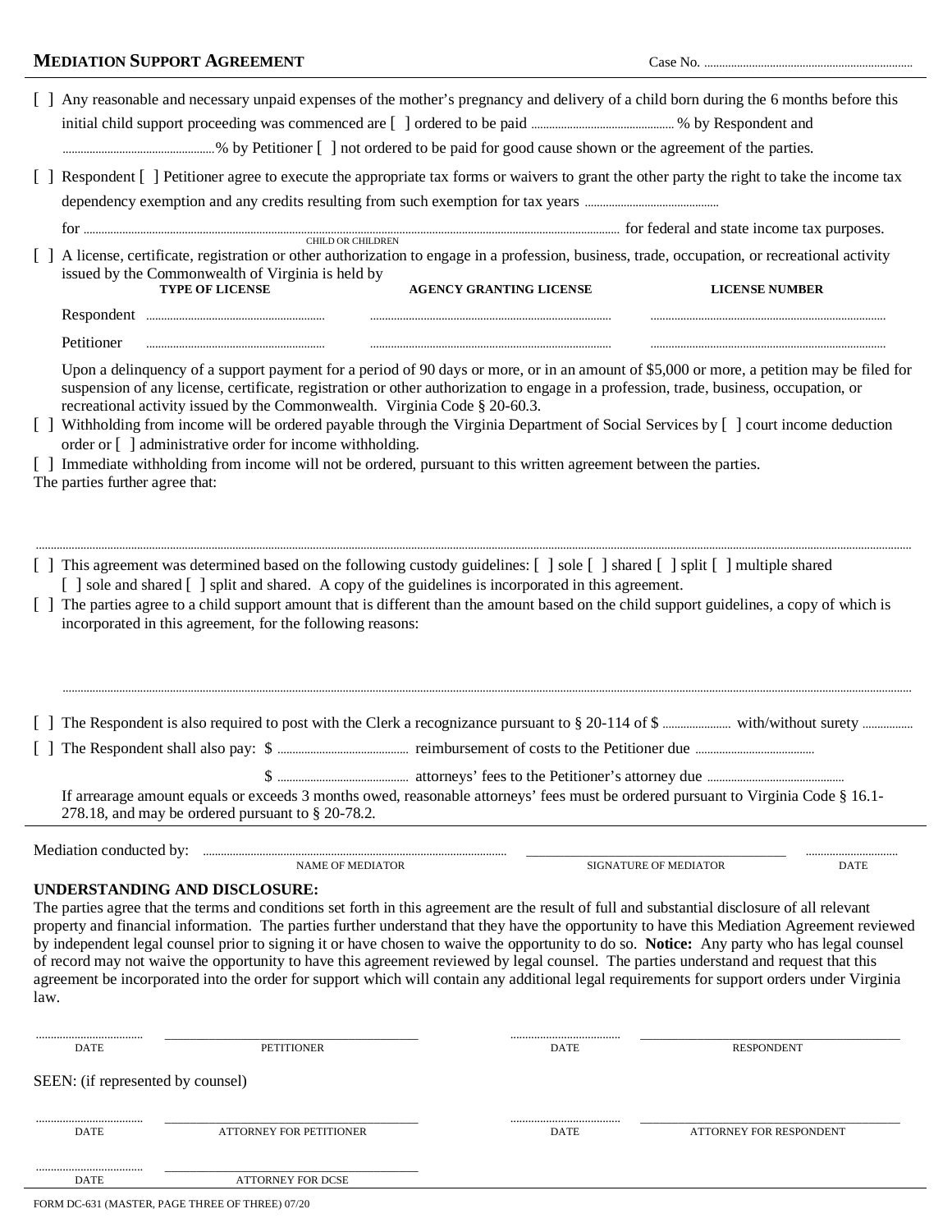**MEDIATION SUPPORT AGREEMENT** Case No. ..........................................................

[ ] Any reasonable and necessary unpaid expenses of the mother's pregnancy and delivery of a child born during the 6 months before this initial child support proceeding was commenced are [ ] ordered to be paid .............................................. % by Respondent and .................................................% by Petitioner [ ] not ordered to be paid for good cause shown or the agreement of the parties.

[ ] Respondent [ ] Petitioner agree to execute the appropriate tax forms or waivers to grant the other party the right to take the income tax dependency exemption and any credits resulting from such exemption for tax years ..........................................

for .......................................................................................................................................................... for federal and state income tax purposes.
CHILD OR CHILDREN

[ ] A license, certificate, registration or other authorization to engage in a profession, business, trade, occupation, or recreational activity issued by the Commonwealth of Virginia is held by

| | TYPE OF LICENSE | AGENCY GRANTING LICENSE | LICENSE NUMBER |
|---|---|---|---|
| Respondent | ........................................ | ........................................ | ........................................ |
| Petitioner | ........................................ | ........................................ | ........................................ |

Upon a delinquency of a support payment for a period of 90 days or more, or in an amount of $5,000 or more, a petition may be filed for suspension of any license, certificate, registration or other authorization to engage in a profession, trade, business, occupation, or recreational activity issued by the Commonwealth. Virginia Code § 20-60.3.

[ ] Withholding from income will be ordered payable through the Virginia Department of Social Services by [ ] court income deduction order or [ ] administrative order for income withholding.

[ ] Immediate withholding from income will not be ordered, pursuant to this written agreement between the parties.

The parties further agree that:

..........................................................................................................................................................................................................................

[ ] This agreement was determined based on the following custody guidelines: [ ] sole [ ] shared [ ] split [ ] multiple shared [ ] sole and shared [ ] split and shared. A copy of the guidelines is incorporated in this agreement.

[ ] The parties agree to a child support amount that is different than the amount based on the child support guidelines, a copy of which is incorporated in this agreement, for the following reasons:

..........................................................................................................................................................................................................................

[ ] The Respondent is also required to post with the Clerk a recognizance pursuant to § 20-114 of $ ...................... with/without surety ................

[ ] The Respondent shall also pay: $ .......................................... reimbursement of costs to the Petitioner due .......................................

$ .......................................... attorneys' fees to the Petitioner's attorney due ............................................

If arrearage amount equals or exceeds 3 months owed, reasonable attorneys' fees must be ordered pursuant to Virginia Code § 16.1-278.18, and may be ordered pursuant to § 20-78.2.

Mediation conducted by: .................................................................. ______________________________ ..............................
NAME OF MEDIATOR — SIGNATURE OF MEDIATOR — DATE

**UNDERSTANDING AND DISCLOSURE:**

The parties agree that the terms and conditions set forth in this agreement are the result of full and substantial disclosure of all relevant property and financial information. The parties further understand that they have the opportunity to have this Mediation Agreement reviewed by independent legal counsel prior to signing it or have chosen to waive the opportunity to do so. **Notice:** Any party who has legal counsel of record may not waive the opportunity to have this agreement reviewed by legal counsel. The parties understand and request that this agreement be incorporated into the order for support which will contain any additional legal requirements for support orders under Virginia law.

.................................. ______________________________ .................................. ______________________________
DATE — PETITIONER — DATE — RESPONDENT

SEEN: (if represented by counsel)

.................................. ______________________________ .................................. ______________________________
DATE — ATTORNEY FOR PETITIONER — DATE — ATTORNEY FOR RESPONDENT

.................................. ______________________________
DATE — ATTORNEY FOR DCSE

FORM DC-631 (MASTER, PAGE THREE OF THREE) 07/20